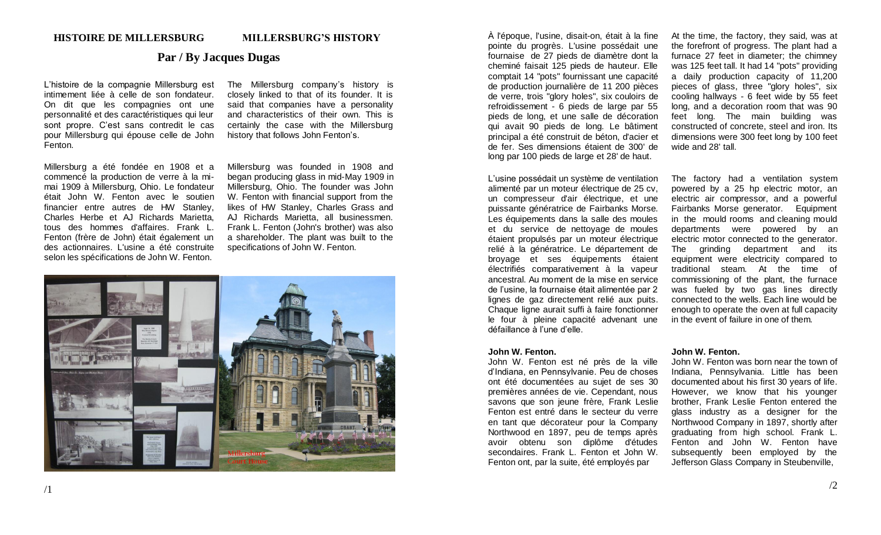# HISTOIRE DE MILLERSBURG

# MILLERSBURG'S HISTORY

## Par / By Jacques Dugas

L'histoire de la compagnie Millersburg est intimement liée à celle de son fondateur. On dit que les compagnies ont une personnalité et des caractéristiques qui leur sont propre. C'est sans contredit le cas pour Millersburg qui épouse celle de John Fenton.

Millersburg a été fondée en 1908 et a commencé la production de verre à la mi-mai 1909 à Millersburg, Ohio. Le fondateur était John W. Fenton avec le soutien financier entre autres de HW Stanley, Charles Herbe et AJ Richards Marietta, tous des hommes d'affaires. Frank L. Fenton (frère de John) était également un des actionnaires. L'usine a été construite selon les spécifications de John W. Fenton.

The Millersburg company's history is closely linked to that of its founder. It is said that companies have a personality and characteristics of their own. This is certainly the case with the Millersburg history that follows John Fenton's.

Millersburg was founded in 1908 and began producing glass in mid-May 1909 in Millersburg, Ohio. The founder was John W. Fenton with financial support from the likes of HW Stanley, Charles Grass and AJ Richards Marietta, all businessmen. Frank L. Fenton (John's brother) was also a shareholder. The plant was built to the specifications of John W. Fenton.

Millersburg Court House

À l'époque, l'usine, disait-on, était à la fine pointe du progrès. L'usine possédait une fournaise de 27 pieds de diamètre dont la cheminé faisait 125 pieds de hauteur. Elle comptait 14 "pots" fournissant une capacité de production journalière de 11 200 pièces de verre, trois "glory holes", six couloirs de refroidissement - 6 pieds de large par 55 pieds de long, et une salle de décoration qui avait 90 pieds de long. Le bâtiment principal a été construit de béton, d'acier et de fer. Ses dimensions étaient de 300' de long par 100 pieds de large et 28' de haut.

L'usine possédait un système de ventilation alimenté par un moteur électrique de 25 cv, un compresseur d'air électrique, et une puissante génératrice de Fairbanks Morse. Les équipements dans la salle des moules et du service de nettoyage de moules étaient propulsés par un moteur électrique relié à la génératrice. Le département de broyage et ses équipements étaient électrifiés comparativement à la vapeur ancestral. Au moment de la mise en service de l'usine, la fournaise était alimentée par 2 lignes de gaz directement relié aux puits. Chaque ligne aurait suffi à faire fonctionner le four à pleine capacité advenant une défaillance à l'une d'elle.

At the time, the factory, they said, was at the forefront of progress. The plant had a furnace 27 feet in diameter; the chimney was 125 feet tall. It had 14 "pots" providing a daily production capacity of 11,200 pieces of glass, three "glory holes", six cooling hallways - 6 feet wide by 55 feet long, and a decoration room that was 90 feet long. The main building was constructed of concrete, steel and iron. Its dimensions were 300 feet long by 100 feet wide and 28' tall.

The factory had a ventilation system powered by a 25 hp electric motor, an electric air compressor, and a powerful Fairbanks Morse generator. Equipment in the mould rooms and cleaning mould departments were powered by an electric motor connected to the generator. The grinding department and its equipment were electricity compared to traditional steam. At the time of commissioning of the plant, the furnace was fueled by two gas lines directly connected to the wells. Each line would be enough to operate the oven at full capacity in the event of failure in one of them.

**John W. Fenton.**

John W. Fenton est né près de la ville d'Indiana, en Pennsylvanie. Peu de choses ont été documentées au sujet de ses 30 premières années de vie. Cependant, nous savons que son jeune frère, Frank Leslie Fenton est entré dans le secteur du verre en tant que décorateur pour la Company Northwood en 1897, peu de temps après avoir obtenu son diplôme d'études secondaires. Frank L. Fenton et John W. Fenton ont, par la suite, été employés par

**John W. Fenton.**

John W. Fenton was born near the town of Indiana, Pennsylvania. Little has been documented about his first 30 years of life. However, we know that his younger brother, Frank Leslie Fenton entered the glass industry as a designer for the Northwood Company in 1897, shortly after graduating from high school. Frank L. Fenton and John W. Fenton have subsequently been employed by the Jefferson Glass Company in Steubenville,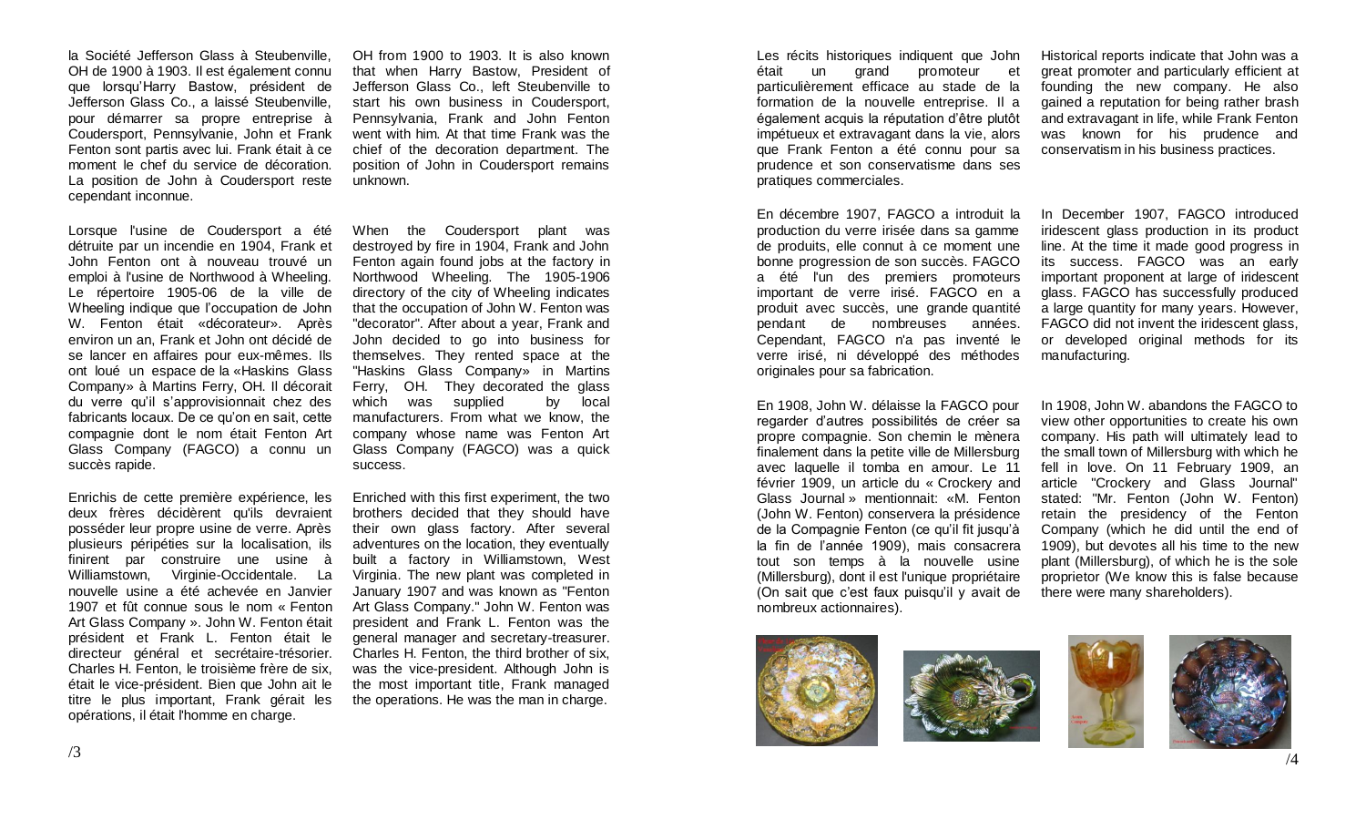la Société Jefferson Glass à Steubenville, OH de 1900 à 1903. Il est également connu que lorsqu'Harry Bastow, président de Jefferson Glass Co., a laissé Steubenville, pour démarrer sa propre entreprise à Coudersport, Pennsylvanie, John et Frank Fenton sont partis avec lui. Frank était à ce moment le chef du service de décoration. La position de John à Coudersport reste cependant inconnue.

OH from 1900 to 1903. It is also known that when Harry Bastow, President of Jefferson Glass Co., left Steubenville to start his own business in Coudersport, Pennsylvania, Frank and John Fenton went with him. At that time Frank was the chief of the decoration department. The position of John in Coudersport remains unknown.

Lorsque l'usine de Coudersport a été détruite par un incendie en 1904, Frank et John Fenton ont à nouveau trouvé un emploi à l'usine de Northwood à Wheeling. Le répertoire 1905-06 de la ville de Wheeling indique que l'occupation de John W. Fenton était «décorateur». Après environ un an, Frank et John ont décidé de se lancer en affaires pour eux-mêmes. Ils ont loué un espace de la «Haskins Glass Company» à Martins Ferry, OH. Il décorait du verre qu'il s'approvisionnait chez des fabricants locaux. De ce qu'on en sait, cette compagnie dont le nom était Fenton Art Glass Company (FAGCO) a connu un succès rapide.

When the Coudersport plant was destroyed by fire in 1904, Frank and John Fenton again found jobs at the factory in Northwood Wheeling. The 1905-1906 directory of the city of Wheeling indicates that the occupation of John W. Fenton was "decorator". After about a year, Frank and John decided to go into business for themselves. They rented space at the "Haskins Glass Company» in Martins Ferry, OH. They decorated the glass which was supplied by local manufacturers. From what we know, the company whose name was Fenton Art Glass Company (FAGCO) was a quick success.

Enrichis de cette première expérience, les deux frères décidèrent qu'ils devraient posséder leur propre usine de verre. Après plusieurs péripéties sur la localisation, ils finirent par construire une usine à Williamstown, Virginie-Occidentale. La nouvelle usine a été achevée en Janvier 1907 et fût connue sous le nom « Fenton Art Glass Company ». John W. Fenton était président et Frank L. Fenton était le directeur général et secrétaire-trésorier. Charles H. Fenton, le troisième frère de six, était le vice-président. Bien que John ait le titre le plus important, Frank gérait les opérations, il était l'homme en charge.

Enriched with this first experiment, the two brothers decided that they should have their own glass factory. After several adventures on the location, they eventually built a factory in Williamstown, West Virginia. The new plant was completed in January 1907 and was known as "Fenton Art Glass Company." John W. Fenton was president and Frank L. Fenton was the general manager and secretary-treasurer. Charles H. Fenton, the third brother of six, was the vice-president. Although John is the most important title, Frank managed the operations. He was the man in charge.

Les récits historiques indiquent que John était un grand promoteur et particulièrement efficace au stade de la formation de la nouvelle entreprise. Il a également acquis la réputation d'être plutôt impétueux et extravagant dans la vie, alors que Frank Fenton a été connu pour sa prudence et son conservatisme dans ses pratiques commerciales.

Historical reports indicate that John was a great promoter and particularly efficient at founding the new company. He also gained a reputation for being rather brash and extravagant in life, while Frank Fenton was known for his prudence and conservatism in his business practices.

En décembre 1907, FAGCO a introduit la production du verre irisée dans sa gamme de produits, elle connut à ce moment une bonne progression de son succès. FAGCO a été l'un des premiers promoteurs important de verre irisé. FAGCO en a produit avec succès, une grande quantité pendant de nombreuses années. Cependant, FAGCO n'a pas inventé le verre irisé, ni développé des méthodes originales pour sa fabrication.

In December 1907, FAGCO introduced iridescent glass production in its product line. At the time it made good progress in its success. FAGCO was an early important proponent at large of iridescent glass. FAGCO has successfully produced a large quantity for many years. However, FAGCO did not invent the iridescent glass, or developed original methods for its manufacturing.

En 1908, John W. délaisse la FAGCO pour regarder d'autres possibilités de créer sa propre compagnie. Son chemin le mènera finalement dans la petite ville de Millersburg avec laquelle il tomba en amour. Le 11 février 1909, un article du « Crockery and Glass Journal » mentionnait: «M. Fenton (John W. Fenton) conservera la présidence de la Compagnie Fenton (ce qu'il fit jusqu'à la fin de l'année 1909), mais consacrera tout son temps à la nouvelle usine (Millersburg), dont il est l'unique propriétaire (On sait que c'est faux puisqu'il y avait de nombreux actionnaires).

In 1908, John W. abandons the FAGCO to view other opportunities to create his own company. His path will ultimately lead to the small town of Millersburg with which he fell in love. On 11 February 1909, an article "Crockery and Glass Journal" stated: "Mr. Fenton (John W. Fenton) retain the presidency of the Fenton Company (which he did until the end of 1909), but devotes all his time to the new plant (Millersburg), of which he is the sole proprietor (We know this is false because there were many shareholders).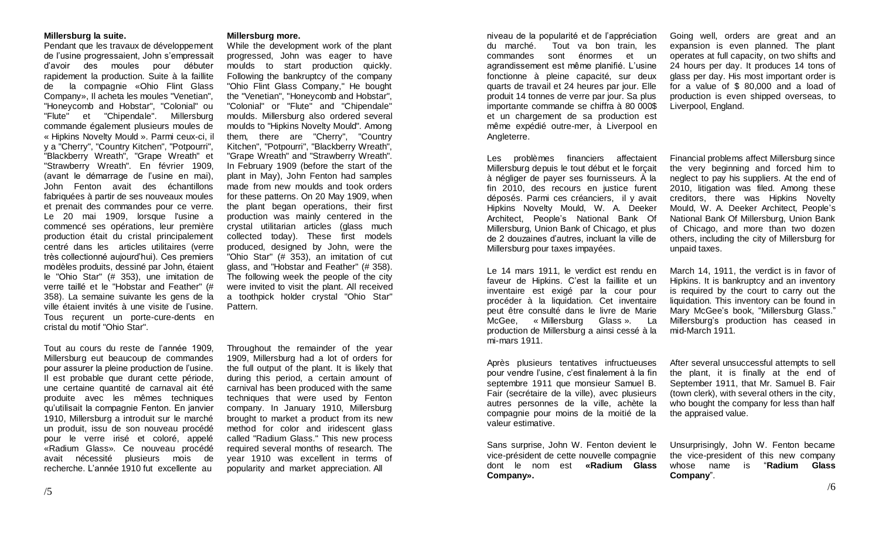**Millersburg la suite.**

Pendant que les travaux de développement de l'usine progressaient, John s'empressait d'avoir des moules pour débuter rapidement la production. Suite à la faillite de la compagnie «Ohio Flint Glass Company», Il acheta les moules "Venetian", "Honeycomb and Hobstar", "Colonial" ou "Flute" et "Chipendale". Millersburg commande également plusieurs moules de « Hipkins Novelty Mould ». Parmi ceux-ci, il y a "Cherry", "Country Kitchen", "Potpourri", "Blackberry Wreath", "Grape Wreath" et "Strawberry Wreath". En février 1909, (avant le démarrage de l'usine en mai), John Fenton avait des échantillons fabriquées à partir de ses nouveaux moules et prenait des commandes pour ce verre. Le 20 mai 1909, lorsque l'usine a commencé ses opérations, leur première production était du cristal principalement centré dans les articles utilitaires (verre très collectionné aujourd'hui). Ces premiers modèles produits, dessiné par John, étaient le "Ohio Star" (# 353), une imitation de verre taillé et le "Hobstar and Feather" (# 358). La semaine suivante les gens de la ville étaient invités à une visite de l'usine. Tous reçurent un porte-cure-dents en cristal du motif "Ohio Star".

Tout au cours du reste de l'année 1909, Millersburg eut beaucoup de commandes pour assurer la pleine production de l'usine. Il est probable que durant cette période, une certaine quantité de carnaval ait été produite avec les mêmes techniques qu'utilisait la compagnie Fenton. En janvier 1910, Millersburg a introduit sur le marché un produit, issu de son nouveau procédé pour le verre irisé et coloré, appelé «Radium Glass». Ce nouveau procédé avait nécessité plusieurs mois de recherche. L'année 1910 fut excellente au niveau de la popularité et de l'appréciation du marché. Tout va bon train, les commandes sont énormes et un agrandissement est même planifié. L'usine fonctionne à pleine capacité, sur deux quarts de travail et 24 heures par jour. Elle produit 14 tonnes de verre par jour. Sa plus importante commande se chiffra à 80 000$ et un chargement de sa production est même expédié outre-mer, à Liverpool en Angleterre.

Les problèmes financiers affectaient Millersburg depuis le tout début et le forçait à négliger de payer ses fournisseurs. À la fin 2010, des recours en justice furent déposés. Parmi ces créanciers, il y avait Hipkins Novelty Mould, W. A. Deeker Architect, People's National Bank Of Millersburg, Union Bank of Chicago, et plus de 2 douzaines d'autres, incluant la ville de Millersburg pour taxes impayées.

Le 14 mars 1911, le verdict est rendu en faveur de Hipkins. C'est la faillite et un inventaire est exigé par la cour pour procéder à la liquidation. Cet inventaire peut être consulté dans le livre de Marie McGee, « Millersburg Glass ». La production de Millersburg a ainsi cessé à la mi-mars 1911.

Après plusieurs tentatives infructueuses pour vendre l'usine, c'est finalement à la fin septembre 1911 que monsieur Samuel B. Fair (secrétaire de la ville), avec plusieurs autres personnes de la ville, achète la compagnie pour moins de la moitié de la valeur estimative.

Sans surprise, John W. Fenton devient le vice-président de cette nouvelle compagnie dont le nom est **«Radium Glass Company».**

**Millersburg more.**

While the development work of the plant progressed, John was eager to have moulds to start production quickly. Following the bankruptcy of the company "Ohio Flint Glass Company," He bought the "Venetian", "Honeycomb and Hobstar", "Colonial" or "Flute" and "Chipendale" moulds. Millersburg also ordered several moulds to "Hipkins Novelty Mould". Among them, there are "Cherry", "Country Kitchen", "Potpourri", "Blackberry Wreath", "Grape Wreath" and "Strawberry Wreath". In February 1909 (before the start of the plant in May), John Fenton had samples made from new moulds and took orders for these patterns. On 20 May 1909, when the plant began operations, their first production was mainly centered in the crystal utilitarian articles (glass much collected today). These first models produced, designed by John, were the "Ohio Star" (# 353), an imitation of cut glass, and "Hobstar and Feather" (# 358). The following week the people of the city were invited to visit the plant. All received a toothpick holder crystal "Ohio Star" Pattern.

Throughout the remainder of the year 1909, Millersburg had a lot of orders for the full output of the plant. It is likely that during this period, a certain amount of carnival has been produced with the same techniques that were used by Fenton company. In January 1910, Millersburg brought to market a product from its new method for color and iridescent glass called "Radium Glass." This new process required several months of research. The year 1910 was excellent in terms of popularity and market appreciation. All Going well, orders are great and an expansion is even planned. The plant operates at full capacity, on two shifts and 24 hours per day. It produces 14 tons of glass per day. His most important order is for a value of $ 80,000 and a load of production is even shipped overseas, to Liverpool, England.

Financial problems affect Millersburg since the very beginning and forced him to neglect to pay his suppliers. At the end of 2010, litigation was filed. Among these creditors, there was Hipkins Novelty Mould, W. A. Deeker Architect, People's National Bank Of Millersburg, Union Bank of Chicago, and more than two dozen others, including the city of Millersburg for unpaid taxes.

March 14, 1911, the verdict is in favor of Hipkins. It is bankruptcy and an inventory is required by the court to carry out the liquidation. This inventory can be found in Mary McGee's book, "Millersburg Glass." Millersburg's production has ceased in mid-March 1911.

After several unsuccessful attempts to sell the plant, it is finally at the end of September 1911, that Mr. Samuel B. Fair (town clerk), with several others in the city, who bought the company for less than half the appraised value.

Unsurprisingly, John W. Fenton became the vice-president of this new company whose name is "**Radium Glass Company**".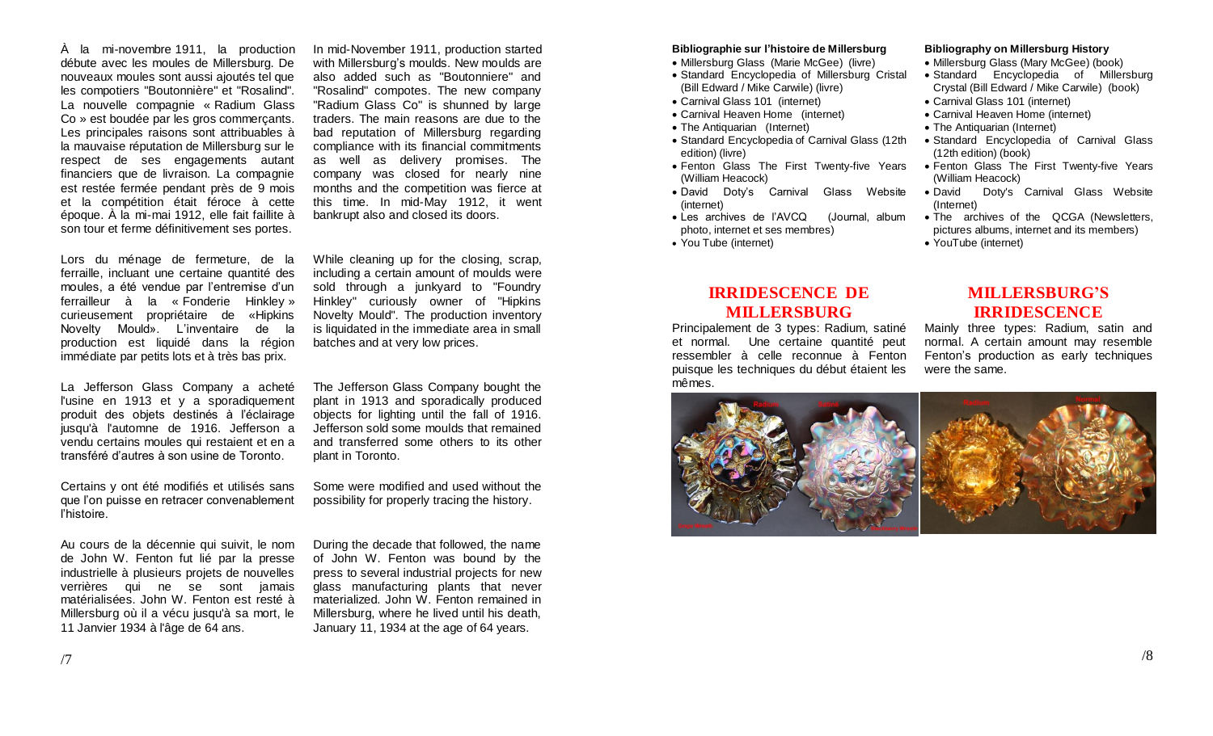À la mi-novembre 1911, la production débute avec les moules de Millersburg. De nouveaux moules sont aussi ajoutés tel que les compotiers "Boutonnière" et "Rosalind". La nouvelle compagnie « Radium Glass Co » est boudée par les gros commerçants. Les principales raisons sont attribuables à la mauvaise réputation de Millersburg sur le respect de ses engagements autant financiers que de livraison. La compagnie est restée fermée pendant près de 9 mois et la compétition était féroce à cette époque. À la mi-mai 1912, elle fait faillite à son tour et ferme définitivement ses portes.

In mid-November 1911, production started with Millersburg's moulds. New moulds are also added such as "Boutonniere" and "Rosalind" compotes. The new company "Radium Glass Co" is shunned by large traders. The main reasons are due to the bad reputation of Millersburg regarding compliance with its financial commitments as well as delivery promises. The company was closed for nearly nine months and the competition was fierce at this time. In mid-May 1912, it went bankrupt also and closed its doors.

Lors du ménage de fermeture, de la ferraille, incluant une certaine quantité des moules, a été vendue par l'entremise d'un ferrailleur à la « Fonderie Hinkley » curieusement propriétaire de «Hipkins Novelty Mould». L'inventaire de la production est liquidé dans la région immédiate par petits lots et à très bas prix.

While cleaning up for the closing, scrap, including a certain amount of moulds were sold through a junkyard to "Foundry Hinkley" curiously owner of "Hipkins Novelty Mould". The production inventory is liquidated in the immediate area in small batches and at very low prices.

La Jefferson Glass Company a acheté l'usine en 1913 et y a sporadiquement produit des objets destinés à l'éclairage jusqu'à l'automne de 1916. Jefferson a vendu certains moules qui restaient et en a transféré d'autres à son usine de Toronto.

The Jefferson Glass Company bought the plant in 1913 and sporadically produced objects for lighting until the fall of 1916. Jefferson sold some moulds that remained and transferred some others to its other plant in Toronto.

Certains y ont été modifiés et utilisés sans que l'on puisse en retracer convenablement l'histoire.

Some were modified and used without the possibility for properly tracing the history.

Au cours de la décennie qui suivit, le nom de John W. Fenton fut lié par la presse industrielle à plusieurs projets de nouvelles verrières qui ne se sont jamais matérialisées. John W. Fenton est resté à Millersburg où il a vécu jusqu'à sa mort, le 11 Janvier 1934 à l'âge de 64 ans.

During the decade that followed, the name of John W. Fenton was bound by the press to several industrial projects for new glass manufacturing plants that never materialized. John W. Fenton remained in Millersburg, where he lived until his death, January 11, 1934 at the age of 64 years.

**Bibliographie sur l'histoire de Millersburg**

- Millersburg Glass (Marie McGee) (livre)
- Standard Encyclopedia of Millersburg Cristal (Bill Edward / Mike Carwile) (livre)
- Carnival Glass 101 (internet)
- Carnival Heaven Home (internet)
- The Antiquarian (Internet)
- Standard Encyclopedia of Carnival Glass (12th edition) (livre)
- Fenton Glass The First Twenty-five Years (William Heacock)
- David Doty's Carnival Glass Website (internet)
- Les archives de l'AVCQ (Journal, album photo, internet et ses membres)
- You Tube (internet)

**Bibliography on Millersburg History**

- Millersburg Glass (Mary McGee) (book)
- Standard Encyclopedia of Millersburg Crystal (Bill Edward / Mike Carwile) (book)
- Carnival Glass 101 (internet)
- Carnival Heaven Home (internet)
- The Antiquarian (Internet)
- Standard Encyclopedia of Carnival Glass (12th edition) (book)
- Fenton Glass The First Twenty-five Years (William Heacock)
- David Doty's Carnival Glass Website (Internet)
- The archives of the QCGA (Newsletters, pictures albums, internet and its members)
- YouTube (internet)

## IRRIDESCENCE DE MILLERSBURG

Principalement de 3 types: Radium, satiné et normal. Une certaine quantité peut ressembler à celle reconnue à Fenton puisque les techniques du début étaient les mêmes.

## MILLERSBURG'S IRRIDESCENCE

Mainly three types: Radium, satin and normal. A certain amount may resemble Fenton's production as early techniques were the same.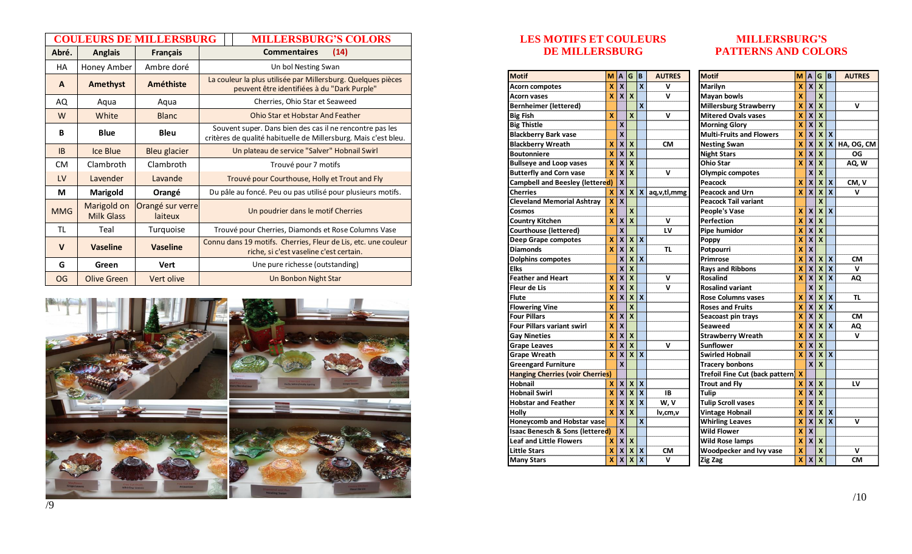| COULEURS DE MILLERSBURG | | | MILLERSBURG'S COLORS |
|---|---|---|---|
| **Abré.** | **Anglais** | **Français** | **Commentaires (14)** |
| HA | Honey Amber | Ambre doré | Un bol Nesting Swan |
| **A** | **Amethyst** | **Améthiste** | La couleur la plus utilisée par Millersburg. Quelques pièces peuvent être identifiées à du "Dark Purple" |
| AQ | Aqua | Aqua | Cherries, Ohio Star et Seaweed |
| W | White | Blanc | Ohio Star et Hobstar And Feather |
| **B** | **Blue** | **Bleu** | Souvent super. Dans bien des cas il ne rencontre pas les critères de qualité habituelle de Millersburg. Mais c'est bleu. |
| IB | Ice Blue | Bleu glacier | Un plateau de service "Salver" Hobnail Swirl |
| CM | Clambroth | Clambroth | Trouvé pour 7 motifs |
| LV | Lavender | Lavande | Trouvé pour Courthouse, Holly et Trout and Fly |
| **M** | **Marigold** | **Orangé** | Du pâle au foncé. Peu ou pas utilisé pour plusieurs motifs. |
| MMG | Marigold on Milk Glass | Orangé sur verre laiteux | Un poudrier dans le motif Cherries |
| TL | Teal | Turquoise | Trouvé pour Cherries, Diamonds et Rose Columns Vase |
| **V** | **Vaseline** | **Vaseline** | Connu dans 19 motifs. Cherries, Fleur de Lis, etc. une couleur riche, si c'est vaseline c'est certain. |
| **G** | **Green** | **Vert** | Une pure richesse (outstanding) |
| OG | Olive Green | Vert olive | Un Bonbon Night Star |

## LES MOTIFS ET COULEURS DE MILLERSBURG

## MILLERSBURG'S PATTERNS AND COLORS

| Motif | M | A | G | B | AUTRES |
|---|---|---|---|---|---|
| Acorn compotes | X | X | | X | V |
| Acorn vases | X | X | X | | V |
| Bernheimer (lettered) | | | | X | |
| Big Fish | X | | X | | V |
| Big Thistle | | X | | | |
| Blackberry Bark vase | | X | | | |
| Blackberry Wreath | X | X | X | | CM |
| Boutonniere | X | X | X | | |
| Bullseye and Loop vases | X | X | X | | |
| Butterfly and Corn vase | X | X | X | | V |
| Campbell and Beesley (lettered) | | X | | | |
| Cherries | X | X | X | X | aq,v,tl,mmg |
| Cleveland Memorial Ashtray | X | X | | | |
| Cosmos | X | | X | | |
| Country Kitchen | X | X | X | | V |
| Courthouse (lettered) | | X | | | LV |
| Deep Grape compotes | X | X | X | X | |
| Diamonds | X | X | X | | TL |
| Dolphins compotes | | X | X | X | |
| Elks | | X | X | | |
| Feather and Heart | X | X | X | | V |
| Fleur de Lis | X | X | X | | V |
| Flute | X | X | X | X | |
| Flowering Vine | X | | X | | |
| Four Pillars | X | X | X | | |
| Four Pillars variant swirl | X | X | | | |
| Gay Nineties | X | X | X | | |
| Grape Leaves | X | X | X | | V |
| Grape Wreath | X | X | X | X | |
| Greengard Furniture | | X | | | |
| Hanging Cherries (voir Cherries) | | | | | |
| Hobnail | X | X | X | X | |
| Hobnail Swirl | X | X | X | X | IB |
| Hobstar and Feather | X | X | X | X | W, V |
| Holly | X | X | X | | lv,cm,v |
| Honeycomb and Hobstar vase | | X | | X | |
| Isaac Benesch & Sons (lettered) | | X | | | |
| Leaf and Little Flowers | X | X | X | | |
| Little Stars | X | X | X | X | CM |
| Many Stars | X | X | X | X | V |

| Motif | M | A | G | B | AUTRES |
|---|---|---|---|---|---|
| Marilyn | X | X | X | | |
| Mayan bowls | X | | X | | |
| Millersburg Strawberry | X | X | X | | V |
| Mitered Ovals vases | X | X | X | | |
| Morning Glory | X | X | X | | |
| Multi-Fruits and Flowers | X | X | X | X | |
| Nesting Swan | X | X | X | X | HA, OG, CM |
| Night Stars | X | X | X | | OG |
| Ohio Star | X | X | X | | AQ, W |
| Olympic compotes | | X | X | | |
| Peacock | X | X | X | X | CM, V |
| Peacock and Urn | X | X | X | X | V |
| Peacock Tail variant | | | X | | |
| People's Vase | X | X | X | X | |
| Perfection | X | X | X | | |
| Pipe humidor | X | X | X | | |
| Poppy | X | X | X | | |
| Potpourri | X | X | | | |
| Primrose | X | X | X | X | CM |
| Rays and Ribbons | X | X | X | X | V |
| Rosalind | X | X | X | X | AQ |
| Rosalind variant | | X | X | | |
| Rose Columns vases | X | X | X | X | TL |
| Roses and Fruits | X | X | X | X | |
| Seacoast pin trays | X | X | X | | CM |
| Seaweed | X | X | X | X | AQ |
| Strawberry Wreath | X | X | X | | V |
| Sunflower | X | X | X | | |
| Swirled Hobnail | X | X | X | X | |
| Tracery bonbons | | X | X | | |
| Trefoil Fine Cut (back pattern) | X | | | | |
| Trout and Fly | X | X | X | | LV |
| Tulip | X | X | X | | |
| Tulip Scroll vases | X | X | X | | |
| Vintage Hobnail | X | X | X | X | |
| Whirling Leaves | X | X | X | X | V |
| Wild Flower | X | X | | | |
| Wild Rose lamps | X | X | X | | |
| Woodpecker and Ivy vase | X | | X | | V |
| Zig Zag | X | X | X | | CM |